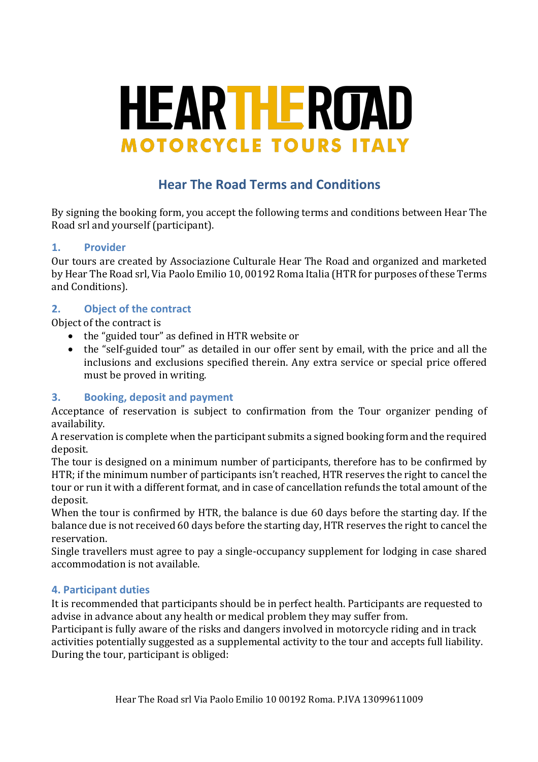# HEAR THE ROAD

**MOTORCYCLE TOURS ITALY**

## Hear The Road Terms and Conditions

By signing the booking form, you accept the following terms and conditions between Hear The Road srl and yourself (participant).

### 1. Provider

Our tours are created by Associazione Culturale Hear The Road and organized and marketed by Hear The Road srl, Via Paolo Emilio 10, 00192 Roma Italia (HTR for purposes of these Terms and Conditions).

### 2. Object of the contract

Object of the contract is

- the "guided tour" as defined in HTR website or
- the "self-guided tour" as detailed in our offer sent by email, with the price and all the inclusions and exclusions specified therein. Any extra service or special price offered must be proved in writing.

### 3. Booking, deposit and payment

Acceptance of reservation is subject to confirmation from the Tour organizer pending of availability.

A reservation is complete when the participant submits a signed booking form and the required deposit.

The tour is designed on a minimum number of participants, therefore has to be confirmed by HTR; if the minimum number of participants isn't reached, HTR reserves the right to cancel the tour or run it with a different format, and in case of cancellation refunds the total amount of the deposit.

When the tour is confirmed by HTR, the balance is due 60 days before the starting day. If the balance due is not received 60 days before the starting day, HTR reserves the right to cancel the reservation.

Single travellers must agree to pay a single-occupancy supplement for lodging in case shared accommodation is not available.

### 4. Participant duties

It is recommended that participants should be in perfect health. Participants are requested to advise in advance about any health or medical problem they may suffer from.

Participant is fully aware of the risks and dangers involved in motorcycle riding and in track activities potentially suggested as a supplemental activity to the tour and accepts full liability.

During the tour, participant is obliged: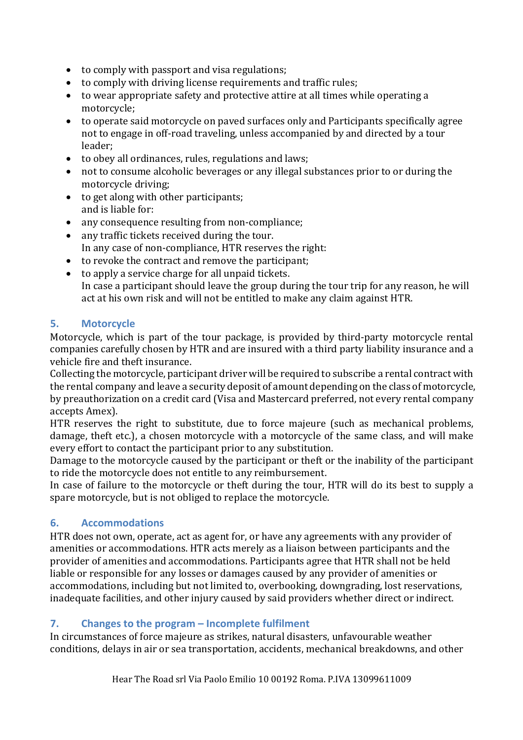- to comply with passport and visa regulations;
- to comply with driving license requirements and traffic rules;
- to wear appropriate safety and protective attire at all times while operating a motorcycle;
- to operate said motorcycle on paved surfaces only and Participants specifically agree not to engage in off-road traveling, unless accompanied by and directed by a tour leader;
- to obey all ordinances, rules, regulations and laws;
- not to consume alcoholic beverages or any illegal substances prior to or during the motorcycle driving;
- to get along with other participants;
  and is liable for:
- any consequence resulting from non-compliance;
- any traffic tickets received during the tour.
  In any case of non-compliance, HTR reserves the right:
- to revoke the contract and remove the participant;
- to apply a service charge for all unpaid tickets.
  In case a participant should leave the group during the tour trip for any reason, he will act at his own risk and will not be entitled to make any claim against HTR.

## 5. Motorcycle

Motorcycle, which is part of the tour package, is provided by third-party motorcycle rental companies carefully chosen by HTR and are insured with a third party liability insurance and a vehicle fire and theft insurance.

Collecting the motorcycle, participant driver will be required to subscribe a rental contract with the rental company and leave a security deposit of amount depending on the class of motorcycle, by preauthorization on a credit card (Visa and Mastercard preferred, not every rental company accepts Amex).

HTR reserves the right to substitute, due to force majeure (such as mechanical problems, damage, theft etc.), a chosen motorcycle with a motorcycle of the same class, and will make every effort to contact the participant prior to any substitution.

Damage to the motorcycle caused by the participant or theft or the inability of the participant to ride the motorcycle does not entitle to any reimbursement.

In case of failure to the motorcycle or theft during the tour, HTR will do its best to supply a spare motorcycle, but is not obliged to replace the motorcycle.

## 6. Accommodations

HTR does not own, operate, act as agent for, or have any agreements with any provider of amenities or accommodations. HTR acts merely as a liaison between participants and the provider of amenities and accommodations. Participants agree that HTR shall not be held liable or responsible for any losses or damages caused by any provider of amenities or accommodations, including but not limited to, overbooking, downgrading, lost reservations, inadequate facilities, and other injury caused by said providers whether direct or indirect.

## 7. Changes to the program – Incomplete fulfilment

In circumstances of force majeure as strikes, natural disasters, unfavourable weather conditions, delays in air or sea transportation, accidents, mechanical breakdowns, and other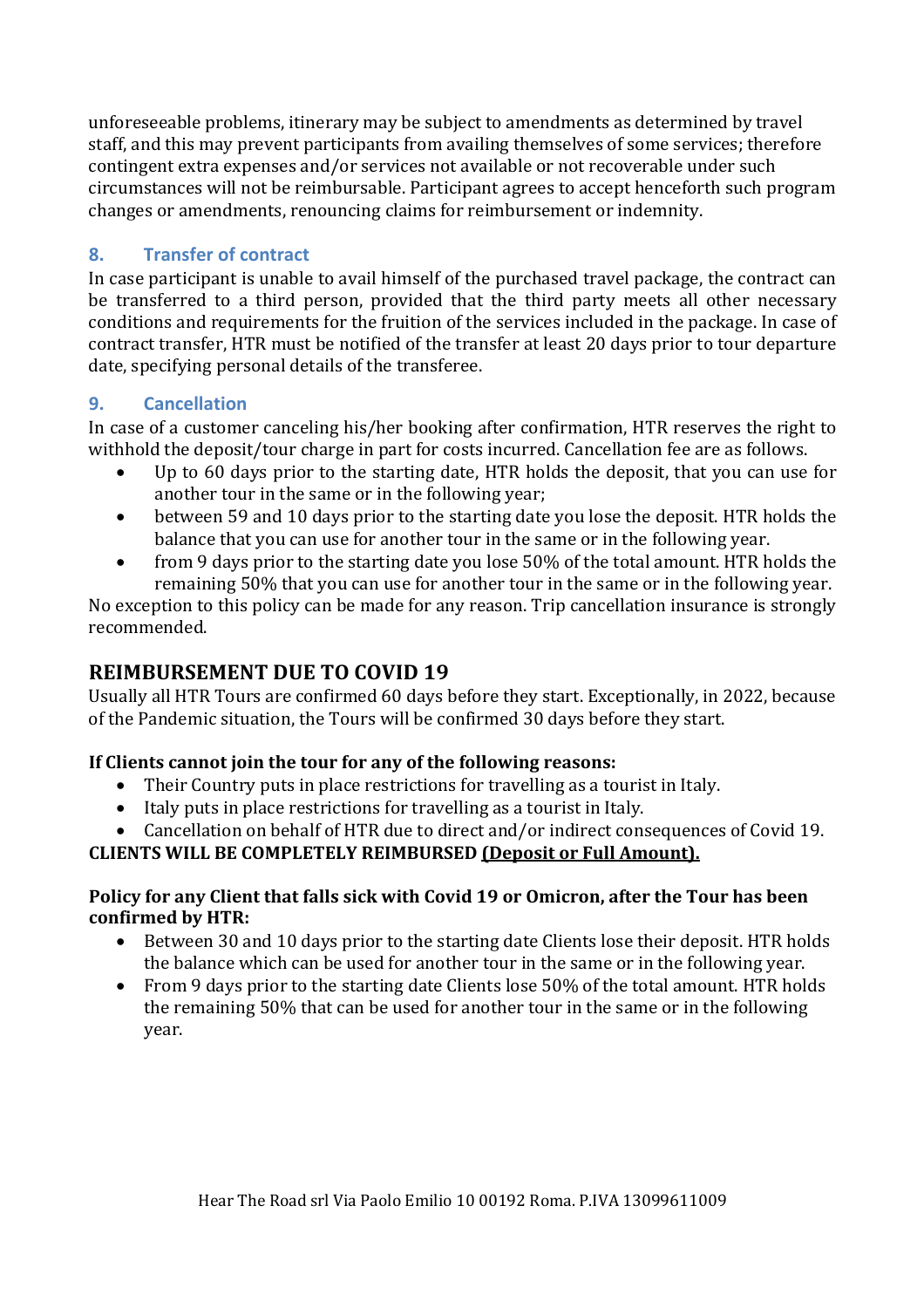unforeseeable problems, itinerary may be subject to amendments as determined by travel staff, and this may prevent participants from availing themselves of some services; therefore contingent extra expenses and/or services not available or not recoverable under such circumstances will not be reimbursable. Participant agrees to accept henceforth such program changes or amendments, renouncing claims for reimbursement or indemnity.

### 8. Transfer of contract

In case participant is unable to avail himself of the purchased travel package, the contract can be transferred to a third person, provided that the third party meets all other necessary conditions and requirements for the fruition of the services included in the package. In case of contract transfer, HTR must be notified of the transfer at least 20 days prior to tour departure date, specifying personal details of the transferee.

### 9. Cancellation

In case of a customer canceling his/her booking after confirmation, HTR reserves the right to withhold the deposit/tour charge in part for costs incurred. Cancellation fee are as follows.

- Up to 60 days prior to the starting date, HTR holds the deposit, that you can use for another tour in the same or in the following year;
- between 59 and 10 days prior to the starting date you lose the deposit. HTR holds the balance that you can use for another tour in the same or in the following year.
- from 9 days prior to the starting date you lose 50% of the total amount. HTR holds the remaining 50% that you can use for another tour in the same or in the following year.

No exception to this policy can be made for any reason. Trip cancellation insurance is strongly recommended.

## REIMBURSEMENT DUE TO COVID 19

Usually all HTR Tours are confirmed 60 days before they start. Exceptionally, in 2022, because of the Pandemic situation, the Tours will be confirmed 30 days before they start.

**If Clients cannot join the tour for any of the following reasons:**

- Their Country puts in place restrictions for travelling as a tourist in Italy.
- Italy puts in place restrictions for travelling as a tourist in Italy.
- Cancellation on behalf of HTR due to direct and/or indirect consequences of Covid 19.

**CLIENTS WILL BE COMPLETELY REIMBURSED <u>(Deposit or Full Amount).</u>**

**Policy for any Client that falls sick with Covid 19 or Omicron, after the Tour has been confirmed by HTR:**

- Between 30 and 10 days prior to the starting date Clients lose their deposit. HTR holds the balance which can be used for another tour in the same or in the following year.
- From 9 days prior to the starting date Clients lose 50% of the total amount. HTR holds the remaining 50% that can be used for another tour in the same or in the following year.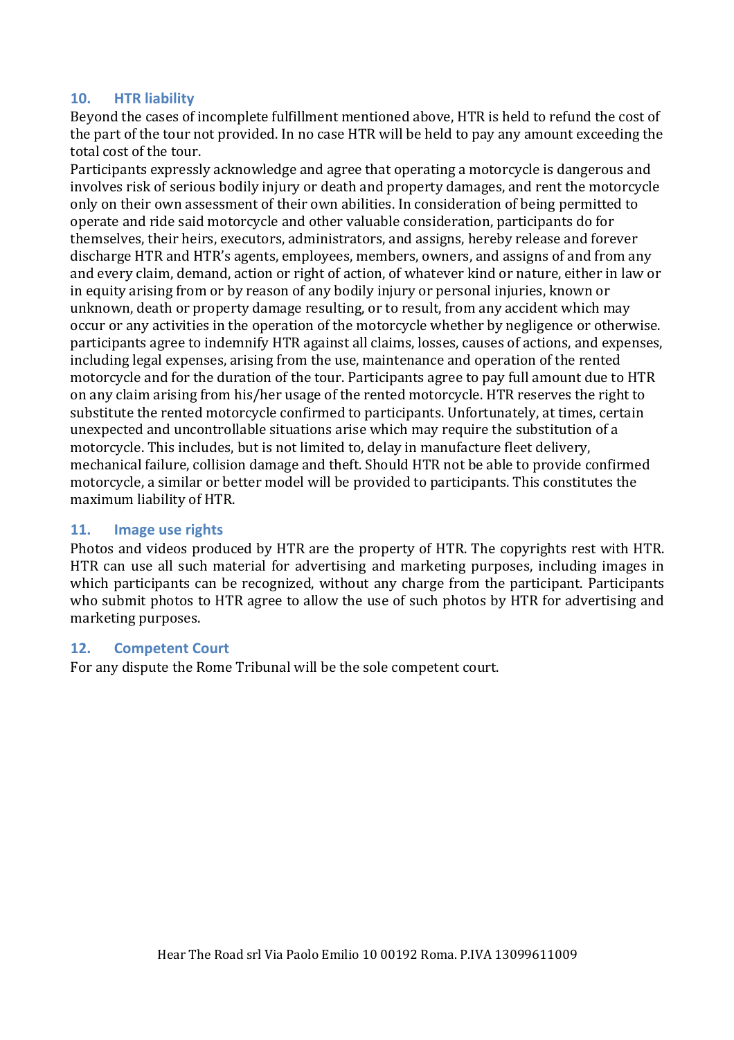## 10. HTR liability

Beyond the cases of incomplete fulfillment mentioned above, HTR is held to refund the cost of the part of the tour not provided. In no case HTR will be held to pay any amount exceeding the total cost of the tour.

Participants expressly acknowledge and agree that operating a motorcycle is dangerous and involves risk of serious bodily injury or death and property damages, and rent the motorcycle only on their own assessment of their own abilities. In consideration of being permitted to operate and ride said motorcycle and other valuable consideration, participants do for themselves, their heirs, executors, administrators, and assigns, hereby release and forever discharge HTR and HTR's agents, employees, members, owners, and assigns of and from any and every claim, demand, action or right of action, of whatever kind or nature, either in law or in equity arising from or by reason of any bodily injury or personal injuries, known or unknown, death or property damage resulting, or to result, from any accident which may occur or any activities in the operation of the motorcycle whether by negligence or otherwise. participants agree to indemnify HTR against all claims, losses, causes of actions, and expenses, including legal expenses, arising from the use, maintenance and operation of the rented motorcycle and for the duration of the tour. Participants agree to pay full amount due to HTR on any claim arising from his/her usage of the rented motorcycle. HTR reserves the right to substitute the rented motorcycle confirmed to participants. Unfortunately, at times, certain unexpected and uncontrollable situations arise which may require the substitution of a motorcycle. This includes, but is not limited to, delay in manufacture fleet delivery, mechanical failure, collision damage and theft. Should HTR not be able to provide confirmed motorcycle, a similar or better model will be provided to participants. This constitutes the maximum liability of HTR.

## 11. Image use rights

Photos and videos produced by HTR are the property of HTR. The copyrights rest with HTR. HTR can use all such material for advertising and marketing purposes, including images in which participants can be recognized, without any charge from the participant. Participants who submit photos to HTR agree to allow the use of such photos by HTR for advertising and marketing purposes.

## 12. Competent Court

For any dispute the Rome Tribunal will be the sole competent court.

Hear The Road srl Via Paolo Emilio 10 00192 Roma. P.IVA 13099611009